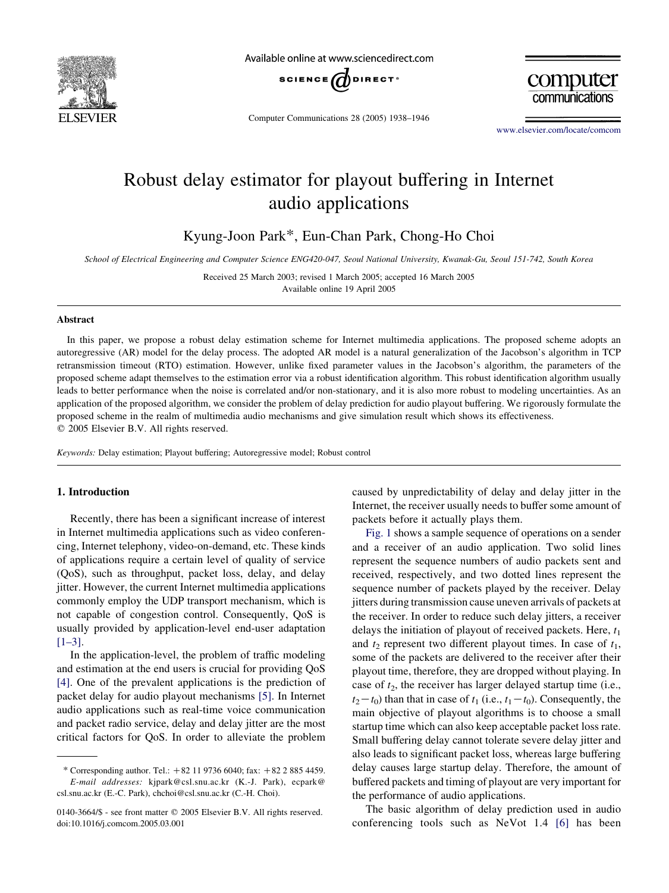# Robust delay estimator for playout buffering in Internet audio applications

Kyung-Joon Park*, Eun-Chan Park, Chong-Ho Choi

*School of Electrical Engineering and Computer Science ENG420-047, Seoul National University, Kwanak-Gu, Seoul 151-742, South Korea*

Received 25 March 2003; revised 1 March 2005; accepted 16 March 2005
Available online 19 April 2005

## Abstract

In this paper, we propose a robust delay estimation scheme for Internet multimedia applications. The proposed scheme adopts an autoregressive (AR) model for the delay process. The adopted AR model is a natural generalization of the Jacobson's algorithm in TCP retransmission timeout (RTO) estimation. However, unlike fixed parameter values in the Jacobson's algorithm, the parameters of the proposed scheme adapt themselves to the estimation error via a robust identification algorithm. This robust identification algorithm usually leads to better performance when the noise is correlated and/or non-stationary, and it is also more robust to modeling uncertainties. As an application of the proposed algorithm, we consider the problem of delay prediction for audio playout buffering. We rigorously formulate the proposed scheme in the realm of multimedia audio mechanisms and give simulation result which shows its effectiveness.
© 2005 Elsevier B.V. All rights reserved.

*Keywords:* Delay estimation; Playout buffering; Autoregressive model; Robust control

## 1. Introduction

Recently, there has been a significant increase of interest in Internet multimedia applications such as video conferencing, Internet telephony, video-on-demand, etc. These kinds of applications require a certain level of quality of service (QoS), such as throughput, packet loss, delay, and delay jitter. However, the current Internet multimedia applications commonly employ the UDP transport mechanism, which is not capable of congestion control. Consequently, QoS is usually provided by application-level end-user adaptation [1–3].

In the application-level, the problem of traffic modeling and estimation at the end users is crucial for providing QoS [4]. One of the prevalent applications is the prediction of packet delay for audio playout mechanisms [5]. In Internet audio applications such as real-time voice communication and packet radio service, delay and delay jitter are the most critical factors for QoS. In order to alleviate the problem caused by unpredictability of delay and delay jitter in the Internet, the receiver usually needs to buffer some amount of packets before it actually plays them.

Fig. 1 shows a sample sequence of operations on a sender and a receiver of an audio application. Two solid lines represent the sequence numbers of audio packets sent and received, respectively, and two dotted lines represent the sequence number of packets played by the receiver. Delay jitters during transmission cause uneven arrivals of packets at the receiver. In order to reduce such delay jitters, a receiver delays the initiation of playout of received packets. Here, $t_1$ and $t_2$ represent two different playout times. In case of $t_1$, some of the packets are delivered to the receiver after their playout time, therefore, they are dropped without playing. In case of $t_2$, the receiver has larger delayed startup time (i.e., $t_2-t_0$) than that in case of $t_1$ (i.e., $t_1-t_0$). Consequently, the main objective of playout algorithms is to choose a small startup time which can also keep acceptable packet loss rate. Small buffering delay cannot tolerate severe delay jitter and also leads to significant packet loss, whereas large buffering delay causes large startup delay. Therefore, the amount of buffered packets and timing of playout are very important for the performance of audio applications.

The basic algorithm of delay prediction used in audio conferencing tools such as NeVot 1.4 [6] has been

---

* Corresponding author. Tel.: +82 11 9736 6040; fax: +82 2 885 4459.
*E-mail addresses:* kjpark@csl.snu.ac.kr (K.-J. Park), ecpark@csl.snu.ac.kr (E.-C. Park), chchoi@csl.snu.ac.kr (C.-H. Choi).

0140-3664/$ - see front matter © 2005 Elsevier B.V. All rights reserved.
doi:10.1016/j.comcom.2005.03.001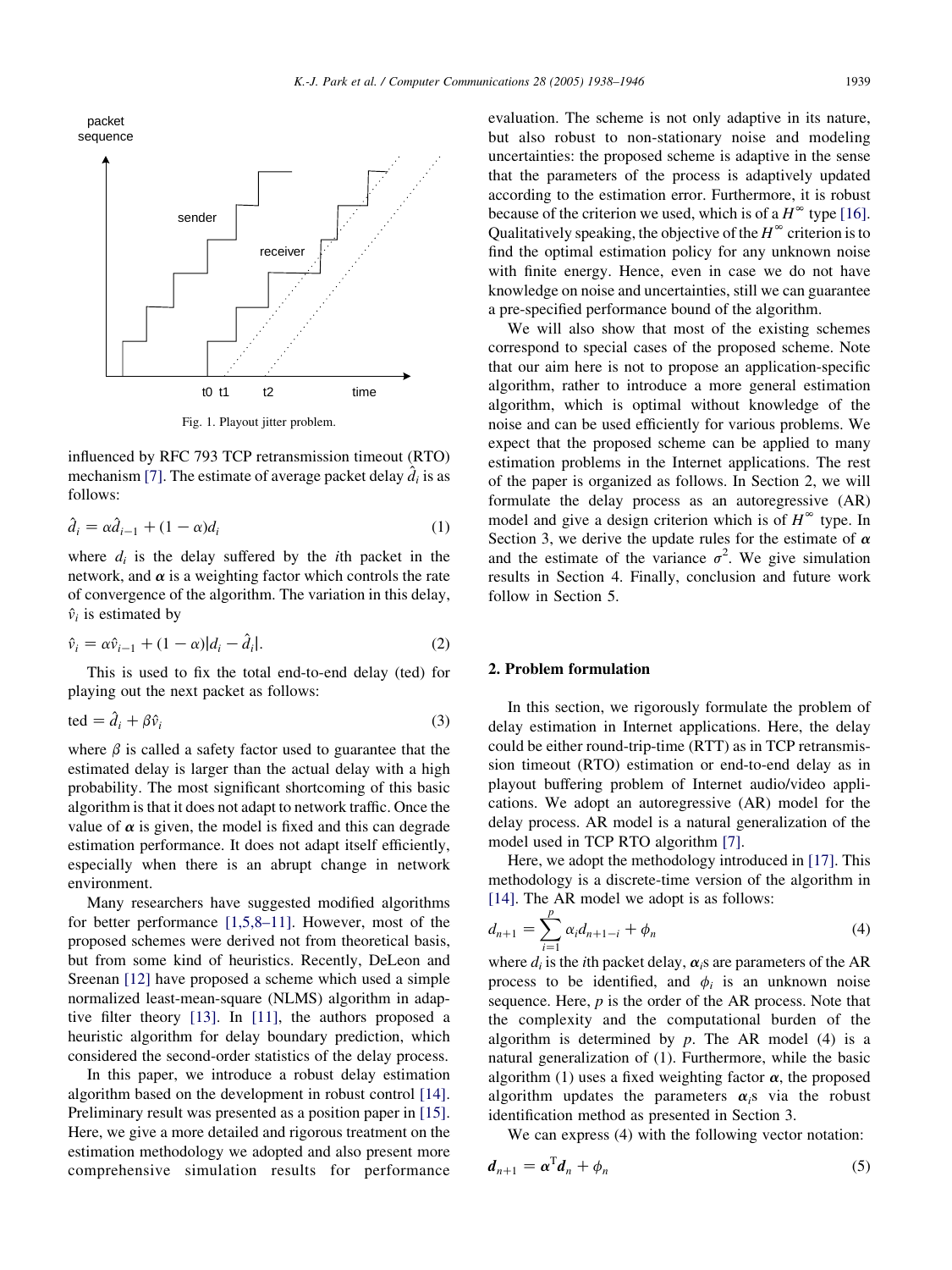Fig. 1. Playout jitter problem.

influenced by RFC 793 TCP retransmission timeout (RTO) mechanism [7]. The estimate of average packet delay $\hat{d}_i$ is as follows:

$$\hat{d}_i = \alpha \hat{d}_{i-1} + (1-\alpha) d_i \tag{1}$$

where $d_i$ is the delay suffered by the $i$th packet in the network, and $\boldsymbol{\alpha}$ is a weighting factor which controls the rate of convergence of the algorithm. The variation in this delay, $\hat{v}_i$ is estimated by

$$\hat{v}_i = \alpha \hat{v}_{i-1} + (1-\alpha)|d_i - \hat{d}_i|. \tag{2}$$

This is used to fix the total end-to-end delay (ted) for playing out the next packet as follows:

$$\text{ted} = \hat{d}_i + \beta \hat{v}_i \tag{3}$$

where $\beta$ is called a safety factor used to guarantee that the estimated delay is larger than the actual delay with a high probability. The most significant shortcoming of this basic algorithm is that it does not adapt to network traffic. Once the value of $\boldsymbol{\alpha}$ is given, the model is fixed and this can degrade estimation performance. It does not adapt itself efficiently, especially when there is an abrupt change in network environment.

Many researchers have suggested modified algorithms for better performance [1,5,8–11]. However, most of the proposed schemes were derived not from theoretical basis, but from some kind of heuristics. Recently, DeLeon and Sreenan [12] have proposed a scheme which used a simple normalized least-mean-square (NLMS) algorithm in adaptive filter theory [13]. In [11], the authors proposed a heuristic algorithm for delay boundary prediction, which considered the second-order statistics of the delay process.

In this paper, we introduce a robust delay estimation algorithm based on the development in robust control [14]. Preliminary result was presented as a position paper in [15]. Here, we give a more detailed and rigorous treatment on the estimation methodology we adopted and also present more comprehensive simulation results for performance evaluation. The scheme is not only adaptive in its nature, but also robust to non-stationary noise and modeling uncertainties: the proposed scheme is adaptive in the sense that the parameters of the process is adaptively updated according to the estimation error. Furthermore, it is robust because of the criterion we used, which is of a $H^\infty$ type [16]. Qualitatively speaking, the objective of the $H^\infty$ criterion is to find the optimal estimation policy for any unknown noise with finite energy. Hence, even in case we do not have knowledge on noise and uncertainties, still we can guarantee a pre-specified performance bound of the algorithm.

We will also show that most of the existing schemes correspond to special cases of the proposed scheme. Note that our aim here is not to propose an application-specific algorithm, rather to introduce a more general estimation algorithm, which is optimal without knowledge of the noise and can be used efficiently for various problems. We expect that the proposed scheme can be applied to many estimation problems in the Internet applications. The rest of the paper is organized as follows. In Section 2, we will formulate the delay process as an autoregressive (AR) model and give a design criterion which is of $H^\infty$ type. In Section 3, we derive the update rules for the estimate of $\boldsymbol{\alpha}$ and the estimate of the variance $\sigma^2$. We give simulation results in Section 4. Finally, conclusion and future work follow in Section 5.

## 2. Problem formulation

In this section, we rigorously formulate the problem of delay estimation in Internet applications. Here, the delay could be either round-trip-time (RTT) as in TCP retransmission timeout (RTO) estimation or end-to-end delay as in playout buffering problem of Internet audio/video applications. We adopt an autoregressive (AR) model for the delay process. AR model is a natural generalization of the model used in TCP RTO algorithm [7].

Here, we adopt the methodology introduced in [17]. This methodology is a discrete-time version of the algorithm in [14]. The AR model we adopt is as follows:

$$d_{n+1} = \sum_{i=1}^{p} \alpha_i d_{n+1-i} + \phi_n \tag{4}$$

where $d_i$ is the $i$th packet delay, $\boldsymbol{\alpha}_i$s are parameters of the AR process to be identified, and $\phi_i$ is an unknown noise sequence. Here, $p$ is the order of the AR process. Note that the complexity and the computational burden of the algorithm is determined by $p$. The AR model (4) is a natural generalization of (1). Furthermore, while the basic algorithm (1) uses a fixed weighting factor $\boldsymbol{\alpha}$, the proposed algorithm updates the parameters $\boldsymbol{\alpha}_i$s via the robust identification method as presented in Section 3.

We can express (4) with the following vector notation:

$$\boldsymbol{d}_{n+1} = \boldsymbol{\alpha}^{\mathrm{T}} \boldsymbol{d}_n + \phi_n \tag{5}$$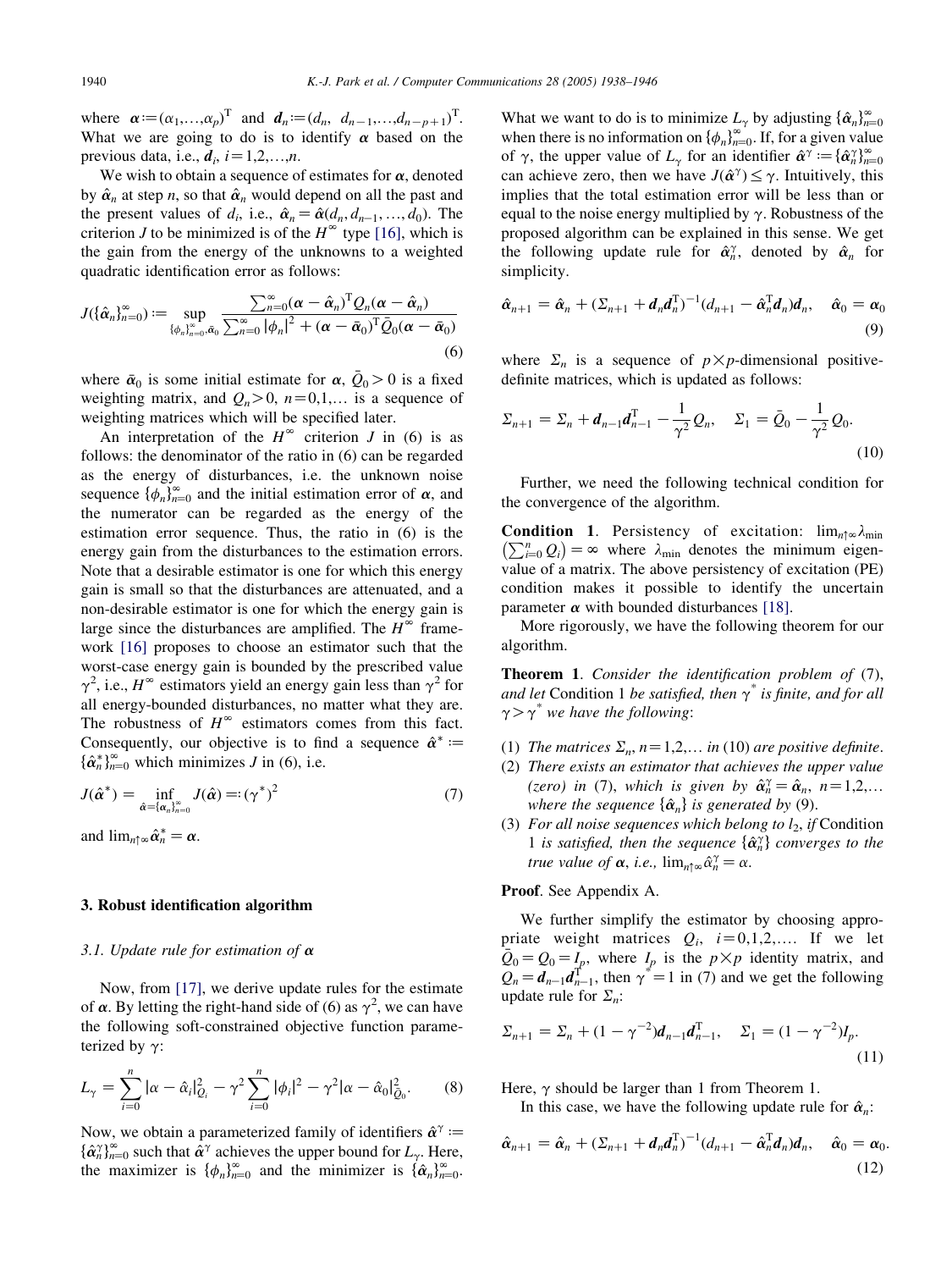where $\boldsymbol{\alpha} := (\alpha_1,\ldots,\alpha_p)^{\mathrm{T}}$ and $\boldsymbol{d}_n := (d_n, d_{n-1},\ldots,d_{n-p+1})^{\mathrm{T}}$. What we are going to do is to identify $\boldsymbol{\alpha}$ based on the previous data, i.e., $\boldsymbol{d}_i$, $i=1,2,\ldots,n$.

We wish to obtain a sequence of estimates for $\boldsymbol{\alpha}$, denoted by $\hat{\boldsymbol{\alpha}}_n$ at step $n$, so that $\hat{\boldsymbol{\alpha}}_n$ would depend on all the past and the present values of $d_i$, i.e., $\hat{\boldsymbol{\alpha}}_n = \hat{\boldsymbol{\alpha}}(d_n, d_{n-1}, \ldots, d_0)$. The criterion $J$ to be minimized is of the $H^{\infty}$ type [16], which is the gain from the energy of the unknowns to a weighted quadratic identification error as follows:

$$J(\{\hat{\boldsymbol{\alpha}}_n\}_{n=0}^{\infty}) := \sup_{\{\phi_n\}_{n=0}^{\infty},\bar{\boldsymbol{\alpha}}_0} \frac{\sum_{n=0}^{\infty}(\boldsymbol{\alpha}-\hat{\boldsymbol{\alpha}}_n)^{\mathrm{T}}Q_n(\boldsymbol{\alpha}-\hat{\boldsymbol{\alpha}}_n)}{\sum_{n=0}^{\infty}|\phi_n|^2 + (\boldsymbol{\alpha}-\bar{\boldsymbol{\alpha}}_0)^{\mathrm{T}}\bar{Q}_0(\boldsymbol{\alpha}-\bar{\boldsymbol{\alpha}}_0)} \tag{6}$$

where $\bar{\boldsymbol{\alpha}}_0$ is some initial estimate for $\boldsymbol{\alpha}$, $\bar{Q}_0 > 0$ is a fixed weighting matrix, and $Q_n > 0$, $n=0,1,\ldots$ is a sequence of weighting matrices which will be specified later.

An interpretation of the $H^{\infty}$ criterion $J$ in (6) is as follows: the denominator of the ratio in (6) can be regarded as the energy of disturbances, i.e. the unknown noise sequence $\{\phi_n\}_{n=0}^{\infty}$ and the initial estimation error of $\boldsymbol{\alpha}$, and the numerator can be regarded as the energy of the estimation error sequence. Thus, the ratio in (6) is the energy gain from the disturbances to the estimation errors. Note that a desirable estimator is one for which this energy gain is small so that the disturbances are attenuated, and a non-desirable estimator is one for which the energy gain is large since the disturbances are amplified. The $H^{\infty}$ framework [16] proposes to choose an estimator such that the worst-case energy gain is bounded by the prescribed value $\gamma^2$, i.e., $H^{\infty}$ estimators yield an energy gain less than $\gamma^2$ for all energy-bounded disturbances, no matter what they are. The robustness of $H^{\infty}$ estimators comes from this fact. Consequently, our objective is to find a sequence $\hat{\boldsymbol{\alpha}}^* := \{\hat{\boldsymbol{\alpha}}_n^*\}_{n=0}^{\infty}$ which minimizes $J$ in (6), i.e.

$$J(\hat{\boldsymbol{\alpha}}^*) = \inf_{\hat{\boldsymbol{\alpha}}=\{\alpha_n\}_{n=0}^{\infty}} J(\hat{\boldsymbol{\alpha}}) =: (\gamma^*)^2 \tag{7}$$

and $\lim_{n\uparrow\infty}\hat{\boldsymbol{\alpha}}_n^* = \boldsymbol{\alpha}$.

## 3. Robust identification algorithm

### 3.1. Update rule for estimation of $\boldsymbol{\alpha}$

Now, from [17], we derive update rules for the estimate of $\boldsymbol{\alpha}$. By letting the right-hand side of (6) as $\gamma^2$, we can have the following soft-constrained objective function parameterized by $\gamma$:

$$L_{\gamma} = \sum_{i=0}^{n}|\alpha-\hat{\alpha}_i|_{Q_i}^2 - \gamma^2\sum_{i=0}^{n}|\phi_i|^2 - \gamma^2|\alpha-\hat{\alpha}_0|_{\bar{Q}_0}^2. \tag{8}$$

Now, we obtain a parameterized family of identifiers $\hat{\boldsymbol{\alpha}}^{\gamma} := \{\hat{\boldsymbol{\alpha}}_n^{\gamma}\}_{n=0}^{\infty}$ such that $\hat{\boldsymbol{\alpha}}^{\gamma}$ achieves the upper bound for $L_{\gamma}$. Here, the maximizer is $\{\phi_n\}_{n=0}^{\infty}$ and the minimizer is $\{\hat{\boldsymbol{\alpha}}_n\}_{n=0}^{\infty}$. What we want to do is to minimize $L_{\gamma}$ by adjusting $\{\hat{\boldsymbol{\alpha}}_n\}_{n=0}^{\infty}$ when there is no information on $\{\phi_n\}_{n=0}^{\infty}$. If, for a given value of $\gamma$, the upper value of $L_{\gamma}$ for an identifier $\hat{\boldsymbol{\alpha}}^{\gamma} := \{\hat{\boldsymbol{\alpha}}_n^{\gamma}\}_{n=0}^{\infty}$ can achieve zero, then we have $J(\hat{\boldsymbol{\alpha}}^{\gamma}) \le \gamma$. Intuitively, this implies that the total estimation error will be less than or equal to the noise energy multiplied by $\gamma$. Robustness of the proposed algorithm can be explained in this sense. We get the following update rule for $\hat{\boldsymbol{\alpha}}_n^{\gamma}$, denoted by $\hat{\boldsymbol{\alpha}}_n$ for simplicity.

$$\hat{\boldsymbol{\alpha}}_{n+1} = \hat{\boldsymbol{\alpha}}_n + (\Sigma_{n+1} + \boldsymbol{d}_n\boldsymbol{d}_n^{\mathrm{T}})^{-1}(d_{n+1} - \hat{\boldsymbol{\alpha}}_n^{\mathrm{T}}\boldsymbol{d}_n)\boldsymbol{d}_n, \quad \hat{\boldsymbol{\alpha}}_0 = \boldsymbol{\alpha}_0 \tag{9}$$

where $\Sigma_n$ is a sequence of $p\times p$-dimensional positive-definite matrices, which is updated as follows:

$$\Sigma_{n+1} = \Sigma_n + \boldsymbol{d}_{n-1}\boldsymbol{d}_{n-1}^{\mathrm{T}} - \frac{1}{\gamma^2}Q_n, \quad \Sigma_1 = \bar{Q}_0 - \frac{1}{\gamma^2}Q_0. \tag{10}$$

Further, we need the following technical condition for the convergence of the algorithm.

**Condition 1**. Persistency of excitation: $\lim_{n\uparrow\infty}\lambda_{\min}\left(\sum_{i=0}^{n}Q_i\right) = \infty$ where $\lambda_{\min}$ denotes the minimum eigenvalue of a matrix. The above persistency of excitation (PE) condition makes it possible to identify the uncertain parameter $\boldsymbol{\alpha}$ with bounded disturbances [18].

More rigorously, we have the following theorem for our algorithm.

**Theorem 1**. *Consider the identification problem of* (7), *and let* Condition 1 *be satisfied, then* $\gamma^*$ *is finite, and for all* $\gamma > \gamma^*$ *we have the following*:

1. *The matrices* $\Sigma_n$, $n=1,2,\ldots$ *in* (10) *are positive definite*.
2. *There exists an estimator that achieves the upper value (zero) in* (7), *which is given by* $\hat{\boldsymbol{\alpha}}_n^{\gamma} = \hat{\boldsymbol{\alpha}}_n$, $n=1,2,\ldots$ *where the sequence* $\{\hat{\boldsymbol{\alpha}}_n\}$ *is generated by* (9).
3. *For all noise sequences which belong to* $l_2$, *if* Condition 1 *is satisfied, then the sequence* $\{\hat{\boldsymbol{\alpha}}_n^{\gamma}\}$ *converges to the true value of* $\boldsymbol{\alpha}$, *i.e.,* $\lim_{n\uparrow\infty}\hat{\boldsymbol{\alpha}}_n^{\gamma} = \alpha$.

**Proof**. See Appendix A.

We further simplify the estimator by choosing appropriate weight matrices $Q_i$, $i=0,1,2,\ldots$. If we let $\bar{Q}_0 = Q_0 = I_p$, where $I_p$ is the $p\times p$ identity matrix, and $Q_n = \boldsymbol{d}_{n-1}\boldsymbol{d}_{n-1}^{\mathrm{T}}$, then $\gamma^* = 1$ in (7) and we get the following update rule for $\Sigma_n$:

$$\Sigma_{n+1} = \Sigma_n + (1-\gamma^{-2})\boldsymbol{d}_{n-1}\boldsymbol{d}_{n-1}^{\mathrm{T}}, \quad \Sigma_1 = (1-\gamma^{-2})I_p. \tag{11}$$

Here, $\gamma$ should be larger than 1 from Theorem 1.

In this case, we have the following update rule for $\hat{\boldsymbol{\alpha}}_n$:

$$\hat{\boldsymbol{\alpha}}_{n+1} = \hat{\boldsymbol{\alpha}}_n + (\Sigma_{n+1} + \boldsymbol{d}_n\boldsymbol{d}_n^{\mathrm{T}})^{-1}(d_{n+1} - \hat{\boldsymbol{\alpha}}_n^{\mathrm{T}}\boldsymbol{d}_n)\boldsymbol{d}_n, \quad \hat{\boldsymbol{\alpha}}_0 = \boldsymbol{\alpha}_0. \tag{12}$$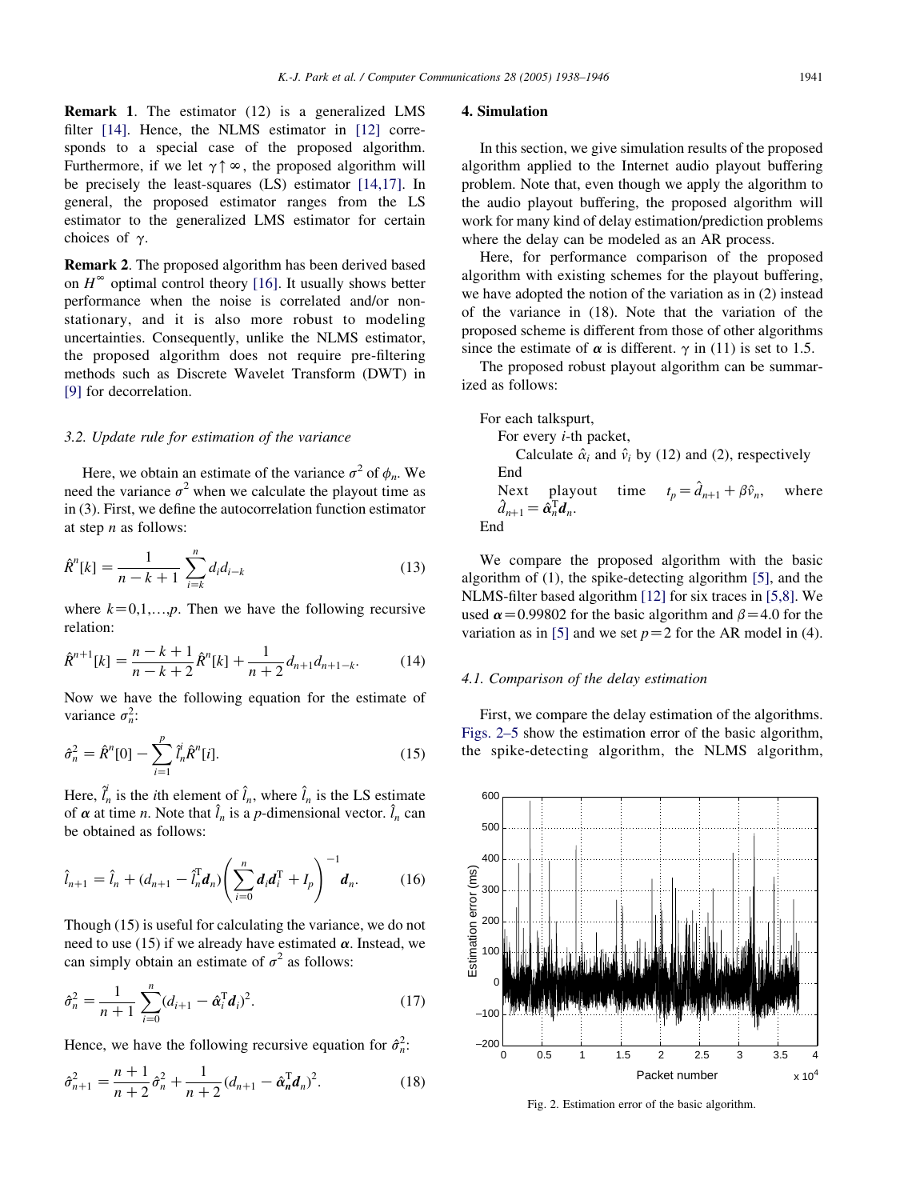**Remark 1**. The estimator (12) is a generalized LMS filter [14]. Hence, the NLMS estimator in [12] corresponds to a special case of the proposed algorithm. Furthermore, if we let $\gamma \uparrow \infty$, the proposed algorithm will be precisely the least-squares (LS) estimator [14,17]. In general, the proposed estimator ranges from the LS estimator to the generalized LMS estimator for certain choices of $\gamma$.

**Remark 2**. The proposed algorithm has been derived based on $H^{\infty}$ optimal control theory [16]. It usually shows better performance when the noise is correlated and/or non-stationary, and it is also more robust to modeling uncertainties. Consequently, unlike the NLMS estimator, the proposed algorithm does not require pre-filtering methods such as Discrete Wavelet Transform (DWT) in [9] for decorrelation.

### 3.2. Update rule for estimation of the variance

Here, we obtain an estimate of the variance $\sigma^2$ of $\phi_n$. We need the variance $\sigma^2$ when we calculate the playout time as in (3). First, we define the autocorrelation function estimator at step $n$ as follows:

$$\hat{R}^n[k] = \frac{1}{n-k+1}\sum_{i=k}^{n} d_i d_{i-k} \tag{13}$$

where $k=0,1,\ldots,p$. Then we have the following recursive relation:

$$\hat{R}^{n+1}[k] = \frac{n-k+1}{n-k+2}\hat{R}^n[k] + \frac{1}{n+2}d_{n+1}d_{n+1-k}. \tag{14}$$

Now we have the following equation for the estimate of variance $\sigma_n^2$:

$$\hat{\sigma}_n^2 = \hat{R}^n[0] - \sum_{i=1}^{p}\hat{l}_n^i \hat{R}^n[i]. \tag{15}$$

Here, $\hat{l}_n^i$ is the $i$th element of $\hat{l}_n$, where $\hat{l}_n$ is the LS estimate of $\boldsymbol{\alpha}$ at time $n$. Note that $\hat{l}_n$ is a $p$-dimensional vector. $\hat{l}_n$ can be obtained as follows:

$$\hat{l}_{n+1} = \hat{l}_n + (d_{n+1} - \hat{l}_n^{\mathrm{T}}\boldsymbol{d}_n)\left(\sum_{i=0}^{n}\boldsymbol{d}_i\boldsymbol{d}_i^{\mathrm{T}} + I_p\right)^{-1}\boldsymbol{d}_n. \tag{16}$$

Though (15) is useful for calculating the variance, we do not need to use (15) if we already have estimated $\boldsymbol{\alpha}$. Instead, we can simply obtain an estimate of $\sigma^2$ as follows:

$$\hat{\sigma}_n^2 = \frac{1}{n+1}\sum_{i=0}^{n}(d_{i+1} - \hat{\boldsymbol{\alpha}}_i^{\mathrm{T}}\boldsymbol{d}_i)^2. \tag{17}$$

Hence, we have the following recursive equation for $\hat{\sigma}_n^2$:

$$\hat{\sigma}_{n+1}^2 = \frac{n+1}{n+2}\hat{\sigma}_n^2 + \frac{1}{n+2}(d_{n+1} - \hat{\boldsymbol{\alpha}}_n^{\mathrm{T}}\boldsymbol{d}_n)^2. \tag{18}$$

## 4. Simulation

In this section, we give simulation results of the proposed algorithm applied to the Internet audio playout buffering problem. Note that, even though we apply the algorithm to the audio playout buffering, the proposed algorithm will work for many kind of delay estimation/prediction problems where the delay can be modeled as an AR process.

Here, for performance comparison of the proposed algorithm with existing schemes for the playout buffering, we have adopted the notion of the variation as in (2) instead of the variance in (18). Note that the variation of the proposed scheme is different from those of other algorithms since the estimate of $\boldsymbol{\alpha}$ is different. $\gamma$ in (11) is set to 1.5.

The proposed robust playout algorithm can be summarized as follows:

For each talkspurt,
  For every $i$-th packet,
    Calculate $\hat{\alpha}_i$ and $\hat{v}_i$ by (12) and (2), respectively
  End
  Next playout time $t_p = \hat{d}_{n+1} + \beta\hat{v}_n$, where $\hat{d}_{n+1} = \hat{\boldsymbol{\alpha}}_n^{\mathrm{T}}\boldsymbol{d}_n$.
End

We compare the proposed algorithm with the basic algorithm of (1), the spike-detecting algorithm [5], and the NLMS-filter based algorithm [12] for six traces in [5,8]. We used $\boldsymbol{\alpha}=0.99802$ for the basic algorithm and $\beta=4.0$ for the variation as in [5] and we set $p=2$ for the AR model in (4).

### 4.1. Comparison of the delay estimation

First, we compare the delay estimation of the algorithms. Figs. 2–5 show the estimation error of the basic algorithm, the spike-detecting algorithm, the NLMS algorithm,

Fig. 2. Estimation error of the basic algorithm.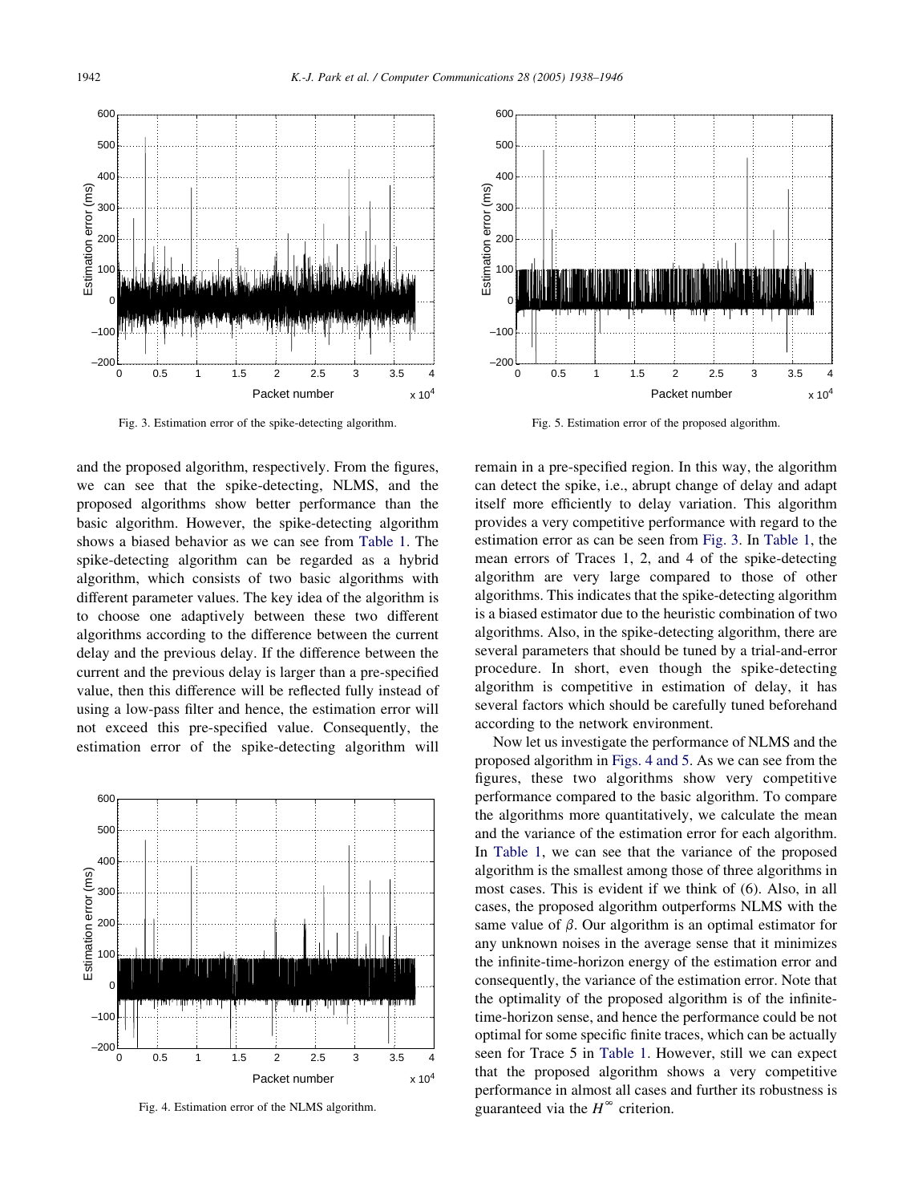600
500
400
300
200
100
0
−100
−200
Estimation error (ms)
0 0.5 1 1.5 2 2.5 3 3.5 4
Packet number
x 10^4

Fig. 3. Estimation error of the spike-detecting algorithm.

600
500
400
300
200
100
0
−100
−200
Estimation error (ms)
0 0.5 1 1.5 2 2.5 3 3.5 4
Packet number
x 10^4

Fig. 5. Estimation error of the proposed algorithm.

and the proposed algorithm, respectively. From the figures, we can see that the spike-detecting, NLMS, and the proposed algorithms show better performance than the basic algorithm. However, the spike-detecting algorithm shows a biased behavior as we can see from Table 1. The spike-detecting algorithm can be regarded as a hybrid algorithm, which consists of two basic algorithms with different parameter values. The key idea of the algorithm is to choose one adaptively between these two different algorithms according to the difference between the current delay and the previous delay. If the difference between the current and the previous delay is larger than a pre-specified value, then this difference will be reflected fully instead of using a low-pass filter and hence, the estimation error will not exceed this pre-specified value. Consequently, the estimation error of the spike-detecting algorithm will remain in a pre-specified region. In this way, the algorithm can detect the spike, i.e., abrupt change of delay and adapt itself more efficiently to delay variation. This algorithm provides a very competitive performance with regard to the estimation error as can be seen from Fig. 3. In Table 1, the mean errors of Traces 1, 2, and 4 of the spike-detecting algorithm are very large compared to those of other algorithms. This indicates that the spike-detecting algorithm is a biased estimator due to the heuristic combination of two algorithms. Also, in the spike-detecting algorithm, there are several parameters that should be tuned by a trial-and-error procedure. In short, even though the spike-detecting algorithm is competitive in estimation of delay, it has several factors which should be carefully tuned beforehand according to the network environment.

600
500
400
300
200
100
0
−100
−200
Estimation error (ms)
0 0.5 1 1.5 2 2.5 3 3.5 4
Packet number
x 10^4

Fig. 4. Estimation error of the NLMS algorithm.

Now let us investigate the performance of NLMS and the proposed algorithm in Figs. 4 and 5. As we can see from the figures, these two algorithms show very competitive performance compared to the basic algorithm. To compare the algorithms more quantitatively, we calculate the mean and the variance of the estimation error for each algorithm. In Table 1, we can see that the variance of the proposed algorithm is the smallest among those of three algorithms in most cases. This is evident if we think of (6). Also, in all cases, the proposed algorithm outperforms NLMS with the same value of $\beta$. Our algorithm is an optimal estimator for any unknown noises in the average sense that it minimizes the infinite-time-horizon energy of the estimation error and consequently, the variance of the estimation error. Note that the optimality of the proposed algorithm is of the infinite-time-horizon sense, and hence the performance could be not optimal for some specific finite traces, which can be actually seen for Trace 5 in Table 1. However, still we can expect that the proposed algorithm shows a very competitive performance in almost all cases and further its robustness is guaranteed via the $H^{\infty}$ criterion.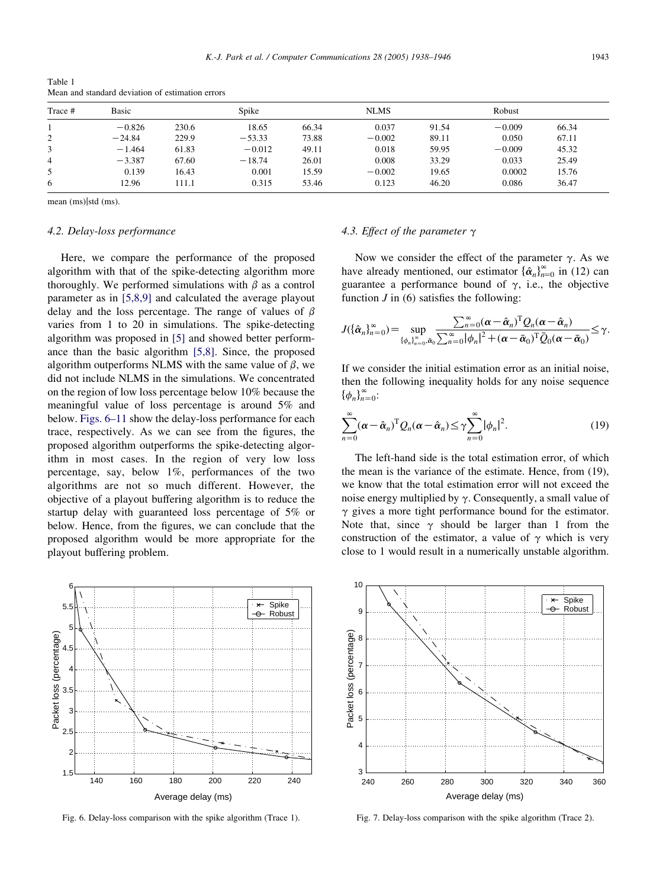Table 1
Mean and standard deviation of estimation errors

| Trace # | Basic | | Spike | | NLMS | | Robust | |
|---|---|---|---|---|---|---|---|---|
| 1 | −0.826 | 230.6 | 18.65 | 66.34 | 0.037 | 91.54 | −0.009 | 66.34 |
| 2 | −24.84 | 229.9 | −53.33 | 73.88 | −0.002 | 89.11 | 0.050 | 67.11 |
| 3 | −1.464 | 61.83 | −0.012 | 49.11 | 0.018 | 59.95 | −0.009 | 45.32 |
| 4 | −3.387 | 67.60 | −18.74 | 26.01 | 0.008 | 33.29 | 0.033 | 25.49 |
| 5 | 0.139 | 16.43 | 0.001 | 15.59 | −0.002 | 19.65 | 0.0002 | 15.76 |
| 6 | 12.96 | 111.1 | 0.315 | 53.46 | 0.123 | 46.20 | 0.086 | 36.47 |

mean (ms)|std (ms).

### 4.2. Delay-loss performance

Here, we compare the performance of the proposed algorithm with that of the spike-detecting algorithm more thoroughly. We performed simulations with $\beta$ as a control parameter as in [5,8,9] and calculated the average playout delay and the loss percentage. The range of values of $\beta$ varies from 1 to 20 in simulations. The spike-detecting algorithm was proposed in [5] and showed better performance than the basic algorithm [5,8]. Since, the proposed algorithm outperforms NLMS with the same value of $\beta$, we did not include NLMS in the simulations. We concentrated on the region of low loss percentage below 10% because the meaningful value of loss percentage is around 5% and below. Figs. 6–11 show the delay-loss performance for each trace, respectively. As we can see from the figures, the proposed algorithm outperforms the spike-detecting algorithm in most cases. In the region of very low loss percentage, say, below 1%, performances of the two algorithms are not so much different. However, the objective of a playout buffering algorithm is to reduce the startup delay with guaranteed loss percentage of 5% or below. Hence, from the figures, we can conclude that the proposed algorithm would be more appropriate for the playout buffering problem.

### 4.3. Effect of the parameter $\gamma$

Now we consider the effect of the parameter $\gamma$. As we have already mentioned, our estimator $\{\hat{\alpha}_n\}_{n=0}^{\infty}$ in (12) can guarantee a performance bound of $\gamma$, i.e., the objective function $J$ in (6) satisfies the following:

$$J(\{\hat{\alpha}_n\}_{n=0}^{\infty}) = \sup_{\{\phi_n\}_{n=0}^{\infty}, \bar{\alpha}_0} \frac{\sum_{n=0}^{\infty}(\alpha - \hat{\alpha}_n)^{\mathrm{T}} Q_n (\alpha - \hat{\alpha}_n)}{\sum_{n=0}^{\infty}|\phi_n|^2 + (\alpha - \bar{\alpha}_0)^{\mathrm{T}} \bar{Q}_0 (\alpha - \bar{\alpha}_0)} \leq \gamma.$$

If we consider the initial estimation error as an initial noise, then the following inequality holds for any noise sequence $\{\phi_n\}_{n=0}^{\infty}$:

$$\sum_{n=0}^{\infty}(\alpha - \hat{\alpha}_n)^{\mathrm{T}} Q_n (\alpha - \hat{\alpha}_n) \leq \gamma \sum_{n=0}^{\infty}|\phi_n|^2. \tag{19}$$

The left-hand side is the total estimation error, of which the mean is the variance of the estimate. Hence, from (19), we know that the total estimation error will not exceed the noise energy multiplied by $\gamma$. Consequently, a small value of $\gamma$ gives a more tight performance bound for the estimator. Note that, since $\gamma$ should be larger than 1 from the construction of the estimator, a value of $\gamma$ which is very close to 1 would result in a numerically unstable algorithm.

Fig. 6. Delay-loss comparison with the spike algorithm (Trace 1).

Fig. 7. Delay-loss comparison with the spike algorithm (Trace 2).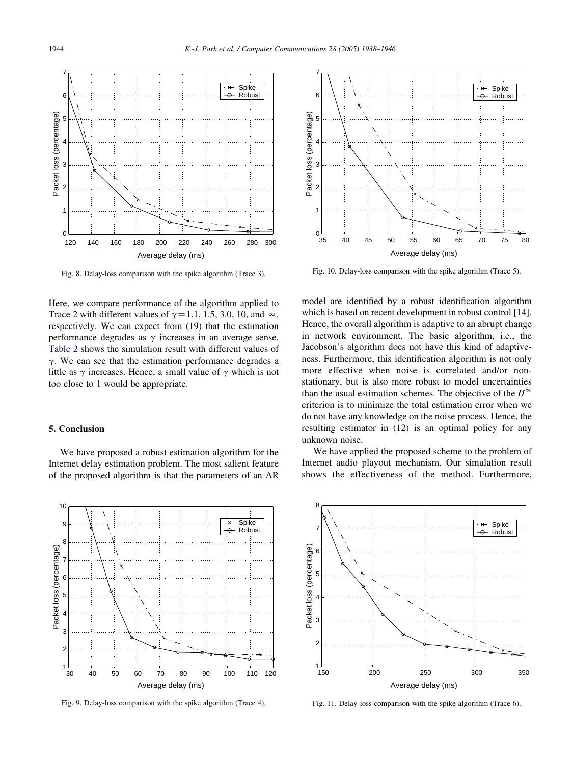Fig. 8. Delay-loss comparison with the spike algorithm (Trace 3).

Fig. 10. Delay-loss comparison with the spike algorithm (Trace 5).

Here, we compare performance of the algorithm applied to Trace 2 with different values of $\gamma = 1.1$, 1.5, 3.0, 10, and $\infty$, respectively. We can expect from (19) that the estimation performance degrades as $\gamma$ increases in an average sense. Table 2 shows the simulation result with different values of $\gamma$. We can see that the estimation performance degrades a little as $\gamma$ increases. Hence, a small value of $\gamma$ which is not too close to 1 would be appropriate.

## 5. Conclusion

We have proposed a robust estimation algorithm for the Internet delay estimation problem. The most salient feature of the proposed algorithm is that the parameters of an AR model are identified by a robust identification algorithm which is based on recent development in robust control [14]. Hence, the overall algorithm is adaptive to an abrupt change in network environment. The basic algorithm, i.e., the Jacobson's algorithm does not have this kind of adaptiveness. Furthermore, this identification algorithm is not only more effective when noise is correlated and/or non-stationary, but is also more robust to model uncertainties than the usual estimation schemes. The objective of the $H^{\infty}$ criterion is to minimize the total estimation error when we do not have any knowledge on the noise process. Hence, the resulting estimator in (12) is an optimal policy for any unknown noise.

We have applied the proposed scheme to the problem of Internet audio playout mechanism. Our simulation result shows the effectiveness of the method. Furthermore,

Fig. 9. Delay-loss comparison with the spike algorithm (Trace 4).

Fig. 11. Delay-loss comparison with the spike algorithm (Trace 6).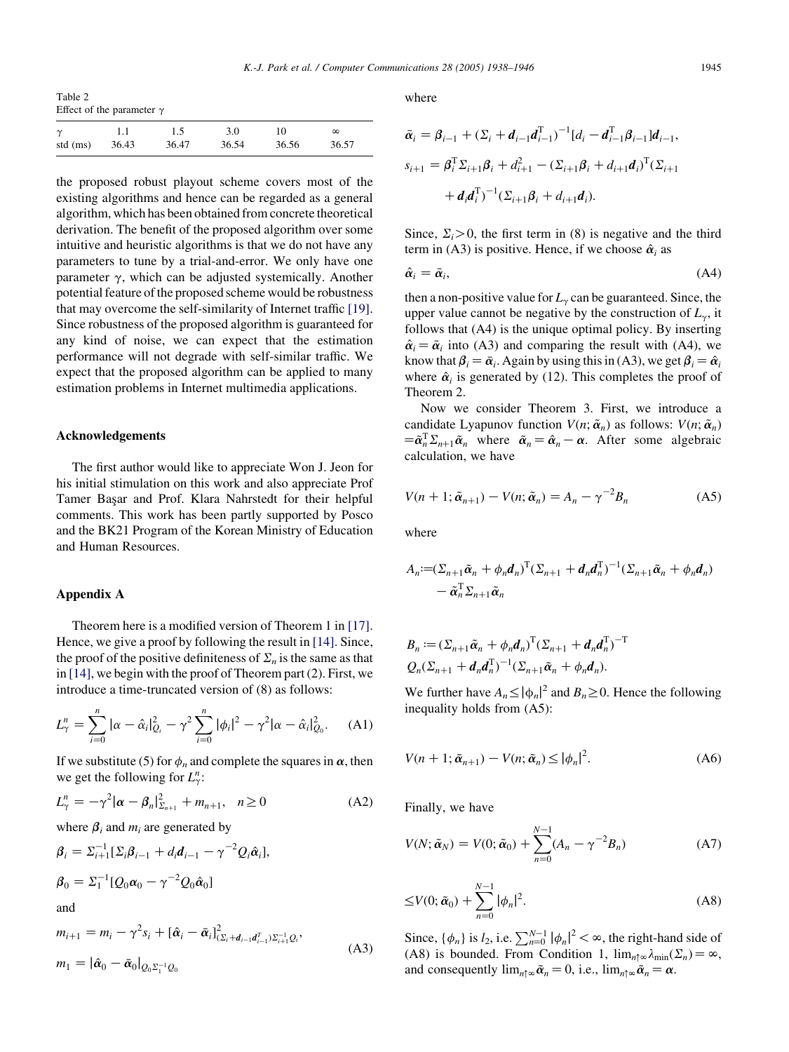Table 2
Effect of the parameter $\gamma$

| $\gamma$ | 1.1 | 1.5 | 3.0 | 10 | $\infty$ |
|---|---|---|---|---|---|
| std (ms) | 36.43 | 36.47 | 36.54 | 36.56 | 36.57 |

the proposed robust playout scheme covers most of the existing algorithms and hence can be regarded as a general algorithm, which has been obtained from concrete theoretical derivation. The benefit of the proposed algorithm over some intuitive and heuristic algorithms is that we do not have any parameters to tune by a trial-and-error. We only have one parameter $\gamma$, which can be adjusted systemically. Another potential feature of the proposed scheme would be robustness that may overcome the self-similarity of Internet traffic [19]. Since robustness of the proposed algorithm is guaranteed for any kind of noise, we can expect that the estimation performance will not degrade with self-similar traffic. We expect that the proposed algorithm can be applied to many estimation problems in Internet multimedia applications.

## Acknowledgements

The first author would like to appreciate Won J. Jeon for his initial stimulation on this work and also appreciate Prof Tamer Başar and Prof. Klara Nahrstedt for their helpful comments. This work has been partly supported by Posco and the BK21 Program of the Korean Ministry of Education and Human Resources.

## Appendix A

Theorem here is a modified version of Theorem 1 in [17]. Hence, we give a proof by following the result in [14]. Since, the proof of the positive definiteness of $\Sigma_n$ is the same as that in [14], we begin with the proof of Theorem part (2). First, we introduce a time-truncated version of (8) as follows:

$$L_\gamma^n = \sum_{i=0}^{n} |\alpha - \hat{\alpha}_i|^2_{Q_i} - \gamma^2 \sum_{i=0}^{n} |\phi_i|^2 - \gamma^2 |\alpha - \hat{\alpha}_i|^2_{Q_0}. \tag{A1}$$

If we substitute (5) for $\phi_n$ and complete the squares in $\boldsymbol{\alpha}$, then we get the following for $L_\gamma^n$:

$$L_\gamma^n = -\gamma^2 |\boldsymbol{\alpha} - \boldsymbol{\beta}_n|^2_{\Sigma_{n+1}} + m_{n+1}, \quad n \geq 0 \tag{A2}$$

where $\boldsymbol{\beta}_i$ and $m_i$ are generated by

$$\boldsymbol{\beta}_i = \Sigma_{i+1}^{-1}[\Sigma_i \boldsymbol{\beta}_{i-1} + d_i \boldsymbol{d}_{i-1} - \gamma^{-2} Q_i \hat{\boldsymbol{\alpha}}_i],$$

$$\boldsymbol{\beta}_0 = \Sigma_1^{-1}[Q_0 \boldsymbol{\alpha}_0 - \gamma^{-2} Q_0 \hat{\boldsymbol{\alpha}}_0]$$

and

$$m_{i+1} = m_i - \gamma^2 s_i + [\hat{\boldsymbol{\alpha}}_i - \bar{\boldsymbol{\alpha}}_i]^2_{(\Sigma_i + \boldsymbol{d}_{i-1}\boldsymbol{d}_{i-1}^T)\Sigma_{i+1}^{-1} Q_i},$$

$$m_1 = |\hat{\boldsymbol{\alpha}}_0 - \bar{\boldsymbol{\alpha}}_0|_{Q_0 \Sigma_1^{-1} Q_0} \tag{A3}$$

where

$$\bar{\boldsymbol{\alpha}}_i = \boldsymbol{\beta}_{i-1} + (\Sigma_i + \boldsymbol{d}_{i-1}\boldsymbol{d}_{i-1}^{\mathrm{T}})^{-1}[d_i - \boldsymbol{d}_{i-1}^{\mathrm{T}} \boldsymbol{\beta}_{i-1}]\boldsymbol{d}_{i-1},$$

$$s_{i+1} = \boldsymbol{\beta}_i^{\mathrm{T}} \Sigma_{i+1} \boldsymbol{\beta}_i + d_{i+1}^2 - (\Sigma_{i+1}\boldsymbol{\beta}_i + d_{i+1}\boldsymbol{d}_i)^{\mathrm{T}} (\Sigma_{i+1} + \boldsymbol{d}_i \boldsymbol{d}_i^{\mathrm{T}})^{-1} (\Sigma_{i+1}\boldsymbol{\beta}_i + d_{i+1}\boldsymbol{d}_i).$$

Since, $\Sigma_i > 0$, the first term in (8) is negative and the third term in (A3) is positive. Hence, if we choose $\hat{\boldsymbol{\alpha}}_i$ as

$$\hat{\boldsymbol{\alpha}}_i = \bar{\boldsymbol{\alpha}}_i, \tag{A4}$$

then a non-positive value for $L_\gamma$ can be guaranteed. Since, the upper value cannot be negative by the construction of $L_\gamma$, it follows that (A4) is the unique optimal policy. By inserting $\hat{\boldsymbol{\alpha}}_i = \bar{\boldsymbol{\alpha}}_i$ into (A3) and comparing the result with (A4), we know that $\boldsymbol{\beta}_i = \bar{\boldsymbol{\alpha}}_i$. Again by using this in (A3), we get $\boldsymbol{\beta}_i = \hat{\boldsymbol{\alpha}}_i$ where $\hat{\boldsymbol{\alpha}}_i$ is generated by (12). This completes the proof of Theorem 2.

Now we consider Theorem 3. First, we introduce a candidate Lyapunov function $V(n; \tilde{\boldsymbol{\alpha}}_n)$ as follows: $V(n; \tilde{\boldsymbol{\alpha}}_n) = \tilde{\boldsymbol{\alpha}}_n^{\mathrm{T}} \Sigma_{n+1} \tilde{\boldsymbol{\alpha}}_n$ where $\tilde{\boldsymbol{\alpha}}_n = \hat{\boldsymbol{\alpha}}_n - \boldsymbol{\alpha}$. After some algebraic calculation, we have

$$V(n+1; \tilde{\boldsymbol{\alpha}}_{n+1}) - V(n; \tilde{\boldsymbol{\alpha}}_n) = A_n - \gamma^{-2} B_n \tag{A5}$$

where

$$A_n := (\Sigma_{n+1}\tilde{\boldsymbol{\alpha}}_n + \phi_n \boldsymbol{d}_n)^{\mathrm{T}} (\Sigma_{n+1} + \boldsymbol{d}_n \boldsymbol{d}_n^{\mathrm{T}})^{-1} (\Sigma_{n+1}\tilde{\boldsymbol{\alpha}}_n + \phi_n \boldsymbol{d}_n) - \tilde{\boldsymbol{\alpha}}_n^{\mathrm{T}} \Sigma_{n+1} \tilde{\boldsymbol{\alpha}}_n$$

$$B_n := (\Sigma_{n+1}\tilde{\boldsymbol{\alpha}}_n + \phi_n \boldsymbol{d}_n)^{\mathrm{T}} (\Sigma_{n+1} + \boldsymbol{d}_n \boldsymbol{d}_n^{\mathrm{T}})^{-\mathrm{T}} Q_n (\Sigma_{n+1} + \boldsymbol{d}_n \boldsymbol{d}_n^{\mathrm{T}})^{-1} (\Sigma_{n+1}\tilde{\boldsymbol{\alpha}}_n + \phi_n \boldsymbol{d}_n).$$

We further have $A_n \leq |\phi_n|^2$ and $B_n \geq 0$. Hence the following inequality holds from (A5):

$$V(n+1; \tilde{\boldsymbol{\alpha}}_{n+1}) - V(n; \tilde{\boldsymbol{\alpha}}_n) \leq |\phi_n|^2. \tag{A6}$$

Finally, we have

$$V(N; \tilde{\boldsymbol{\alpha}}_N) = V(0; \tilde{\boldsymbol{\alpha}}_0) + \sum_{n=0}^{N-1} (A_n - \gamma^{-2} B_n) \tag{A7}$$

$$\leq V(0; \tilde{\boldsymbol{\alpha}}_0) + \sum_{n=0}^{N-1} |\phi_n|^2. \tag{A8}$$

Since, $\{\phi_n\}$ is $l_2$, i.e. $\sum_{n=0}^{N-1} |\phi_n|^2 < \infty$, the right-hand side of (A8) is bounded. From Condition 1, $\lim_{n \uparrow \infty} \lambda_{\min}(\Sigma_n) = \infty$, and consequently $\lim_{n \uparrow \infty} \tilde{\boldsymbol{\alpha}}_n = 0$, i.e., $\lim_{n \uparrow \infty} \tilde{\boldsymbol{\alpha}}_n = \boldsymbol{\alpha}$.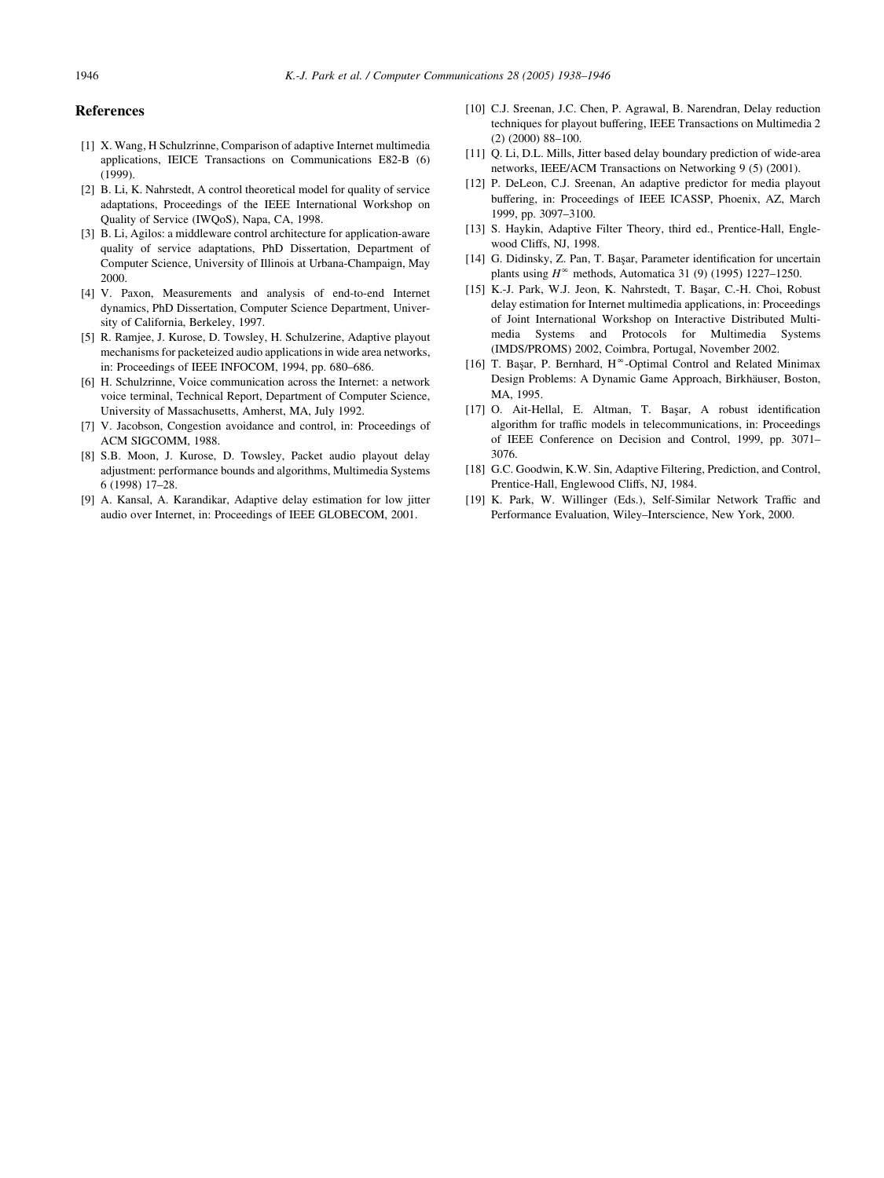## References

[1] X. Wang, H Schulzrinne, Comparison of adaptive Internet multimedia applications, IEICE Transactions on Communications E82-B (6) (1999).

[2] B. Li, K. Nahrstedt, A control theoretical model for quality of service adaptations, Proceedings of the IEEE International Workshop on Quality of Service (IWQoS), Napa, CA, 1998.

[3] B. Li, Agilos: a middleware control architecture for application-aware quality of service adaptations, PhD Dissertation, Department of Computer Science, University of Illinois at Urbana-Champaign, May 2000.

[4] V. Paxon, Measurements and analysis of end-to-end Internet dynamics, PhD Dissertation, Computer Science Department, University of California, Berkeley, 1997.

[5] R. Ramjee, J. Kurose, D. Towsley, H. Schulzerine, Adaptive playout mechanisms for packeteized audio applications in wide area networks, in: Proceedings of IEEE INFOCOM, 1994, pp. 680–686.

[6] H. Schulzrinne, Voice communication across the Internet: a network voice terminal, Technical Report, Department of Computer Science, University of Massachusetts, Amherst, MA, July 1992.

[7] V. Jacobson, Congestion avoidance and control, in: Proceedings of ACM SIGCOMM, 1988.

[8] S.B. Moon, J. Kurose, D. Towsley, Packet audio playout delay adjustment: performance bounds and algorithms, Multimedia Systems 6 (1998) 17–28.

[9] A. Kansal, A. Karandikar, Adaptive delay estimation for low jitter audio over Internet, in: Proceedings of IEEE GLOBECOM, 2001.

[10] C.J. Sreenan, J.C. Chen, P. Agrawal, B. Narendran, Delay reduction techniques for playout buffering, IEEE Transactions on Multimedia 2 (2) (2000) 88–100.

[11] Q. Li, D.L. Mills, Jitter based delay boundary prediction of wide-area networks, IEEE/ACM Transactions on Networking 9 (5) (2001).

[12] P. DeLeon, C.J. Sreenan, An adaptive predictor for media playout buffering, in: Proceedings of IEEE ICASSP, Phoenix, AZ, March 1999, pp. 3097–3100.

[13] S. Haykin, Adaptive Filter Theory, third ed., Prentice-Hall, Englewood Cliffs, NJ, 1998.

[14] G. Didinsky, Z. Pan, T. Başar, Parameter identification for uncertain plants using $H^{\infty}$ methods, Automatica 31 (9) (1995) 1227–1250.

[15] K.-J. Park, W.J. Jeon, K. Nahrstedt, T. Başar, C.-H. Choi, Robust delay estimation for Internet multimedia applications, in: Proceedings of Joint International Workshop on Interactive Distributed Multimedia Systems and Protocols for Multimedia Systems (IMDS/PROMS) 2002, Coimbra, Portugal, November 2002.

[16] T. Başar, P. Bernhard, $H^{\infty}$-Optimal Control and Related Minimax Design Problems: A Dynamic Game Approach, Birkhäuser, Boston, MA, 1995.

[17] O. Ait-Hellal, E. Altman, T. Başar, A robust identification algorithm for traffic models in telecommunications, in: Proceedings of IEEE Conference on Decision and Control, 1999, pp. 3071–3076.

[18] G.C. Goodwin, K.W. Sin, Adaptive Filtering, Prediction, and Control, Prentice-Hall, Englewood Cliffs, NJ, 1984.

[19] K. Park, W. Willinger (Eds.), Self-Similar Network Traffic and Performance Evaluation, Wiley–Interscience, New York, 2000.